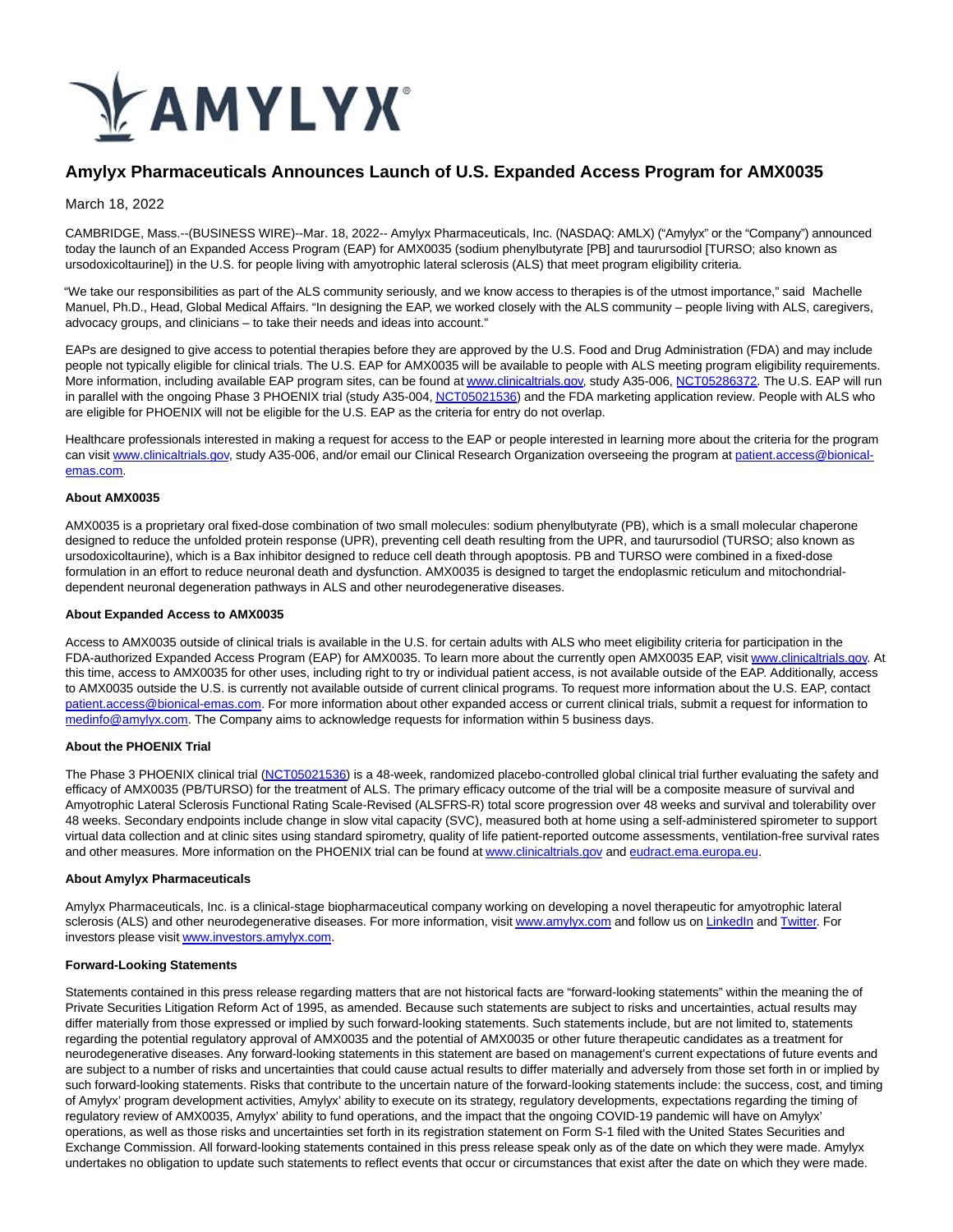# Amylyx Pharmaceuticals Announces Launch of U.S. Expanded Access Program for AMX0035

March 18, 2022

CAMBRIDGE, Mass.--(BUSINESS WIRE)--Mar. 18, 2022-- Amylyx Pharmaceuticals, Inc. (NASDAQ: AMLX) ("Amylyx" or the "Company") announced today the launch of an Expanded Access Program (EAP) for AMX0035 (sodium phenylbutyrate [PB] and taurursodiol [TURSO; also known as ursodoxicoltaurine]) in the U.S. for people living with amyotrophic lateral sclerosis (ALS) that meet program eligibility criteria.

"We take our responsibilities as part of the ALS community seriously, and we know access to therapies is of the utmost importance," said Machelle Manuel, Ph.D., Head, Global Medical Affairs. "In designing the EAP, we worked closely with the ALS community – people living with ALS, caregivers, advocacy groups, and clinicians – to take their needs and ideas into account."

EAPs are designed to give access to potential therapies before they are approved by the U.S. Food and Drug Administration (FDA) and may include people not typically eligible for clinical trials. The U.S. EAP for AMX0035 will be available to people with ALS meeting program eligibility requirements. More information, including available EAP program sites, can be found at www.clinicaltrials.gov, study A35-006, NCT05286372. The U.S. EAP will run in parallel with the ongoing Phase 3 PHOENIX trial (study A35-004, NCT05021536) and the FDA marketing application review. People with ALS who are eligible for PHOENIX will not be eligible for the U.S. EAP as the criteria for entry do not overlap.

Healthcare professionals interested in making a request for access to the EAP or people interested in learning more about the criteria for the program can visit www.clinicaltrials.gov, study A35-006, and/or email our Clinical Research Organization overseeing the program at patient.access@bionical-emas.com.

**About AMX0035**

AMX0035 is a proprietary oral fixed-dose combination of two small molecules: sodium phenylbutyrate (PB), which is a small molecular chaperone designed to reduce the unfolded protein response (UPR), preventing cell death resulting from the UPR, and taurursodiol (TURSO; also known as ursodoxicoltaurine), which is a Bax inhibitor designed to reduce cell death through apoptosis. PB and TURSO were combined in a fixed-dose formulation in an effort to reduce neuronal death and dysfunction. AMX0035 is designed to target the endoplasmic reticulum and mitochondrial-dependent neuronal degeneration pathways in ALS and other neurodegenerative diseases.

**About Expanded Access to AMX0035**

Access to AMX0035 outside of clinical trials is available in the U.S. for certain adults with ALS who meet eligibility criteria for participation in the FDA-authorized Expanded Access Program (EAP) for AMX0035. To learn more about the currently open AMX0035 EAP, visit www.clinicaltrials.gov. At this time, access to AMX0035 for other uses, including right to try or individual patient access, is not available outside of the EAP. Additionally, access to AMX0035 outside the U.S. is currently not available outside of current clinical programs. To request more information about the U.S. EAP, contact patient.access@bionical-emas.com. For more information about other expanded access or current clinical trials, submit a request for information to medinfo@amylyx.com. The Company aims to acknowledge requests for information within 5 business days.

**About the PHOENIX Trial**

The Phase 3 PHOENIX clinical trial (NCT05021536) is a 48-week, randomized placebo-controlled global clinical trial further evaluating the safety and efficacy of AMX0035 (PB/TURSO) for the treatment of ALS. The primary efficacy outcome of the trial will be a composite measure of survival and Amyotrophic Lateral Sclerosis Functional Rating Scale-Revised (ALSFRS-R) total score progression over 48 weeks and survival and tolerability over 48 weeks. Secondary endpoints include change in slow vital capacity (SVC), measured both at home using a self-administered spirometer to support virtual data collection and at clinic sites using standard spirometry, quality of life patient-reported outcome assessments, ventilation-free survival rates and other measures. More information on the PHOENIX trial can be found at www.clinicaltrials.gov and eudract.ema.europa.eu.

**About Amylyx Pharmaceuticals**

Amylyx Pharmaceuticals, Inc. is a clinical-stage biopharmaceutical company working on developing a novel therapeutic for amyotrophic lateral sclerosis (ALS) and other neurodegenerative diseases. For more information, visit www.amylyx.com and follow us on LinkedIn and Twitter. For investors please visit www.investors.amylyx.com.

**Forward-Looking Statements**

Statements contained in this press release regarding matters that are not historical facts are "forward-looking statements" within the meaning the of Private Securities Litigation Reform Act of 1995, as amended. Because such statements are subject to risks and uncertainties, actual results may differ materially from those expressed or implied by such forward-looking statements. Such statements include, but are not limited to, statements regarding the potential regulatory approval of AMX0035 and the potential of AMX0035 or other future therapeutic candidates as a treatment for neurodegenerative diseases. Any forward-looking statements in this statement are based on management's current expectations of future events and are subject to a number of risks and uncertainties that could cause actual results to differ materially and adversely from those set forth in or implied by such forward-looking statements. Risks that contribute to the uncertain nature of the forward-looking statements include: the success, cost, and timing of Amylyx' program development activities, Amylyx' ability to execute on its strategy, regulatory developments, expectations regarding the timing of regulatory review of AMX0035, Amylyx' ability to fund operations, and the impact that the ongoing COVID-19 pandemic will have on Amylyx' operations, as well as those risks and uncertainties set forth in its registration statement on Form S-1 filed with the United States Securities and Exchange Commission. All forward-looking statements contained in this press release speak only as of the date on which they were made. Amylyx undertakes no obligation to update such statements to reflect events that occur or circumstances that exist after the date on which they were made.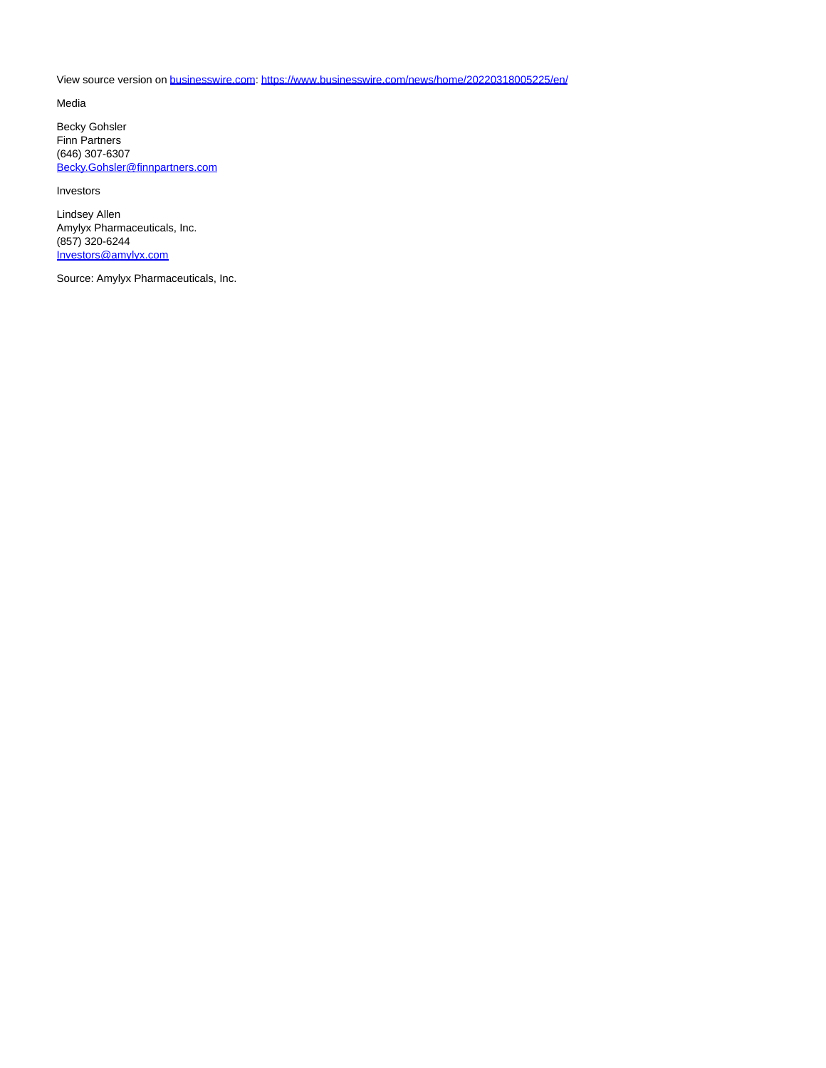View source version on [businesswire.com](https://www.businesswire.com): [https://www.businesswire.com/news/home/20220318005225/en/](https://www.businesswire.com/news/home/20220318005225/en/)

Media

Becky Gohsler
Finn Partners
(646) 307-6307
[Becky.Gohsler@finnpartners.com](mailto:Becky.Gohsler@finnpartners.com)

Investors

Lindsey Allen
Amylyx Pharmaceuticals, Inc.
(857) 320-6244
[Investors@amylyx.com](mailto:Investors@amylyx.com)

Source: Amylyx Pharmaceuticals, Inc.